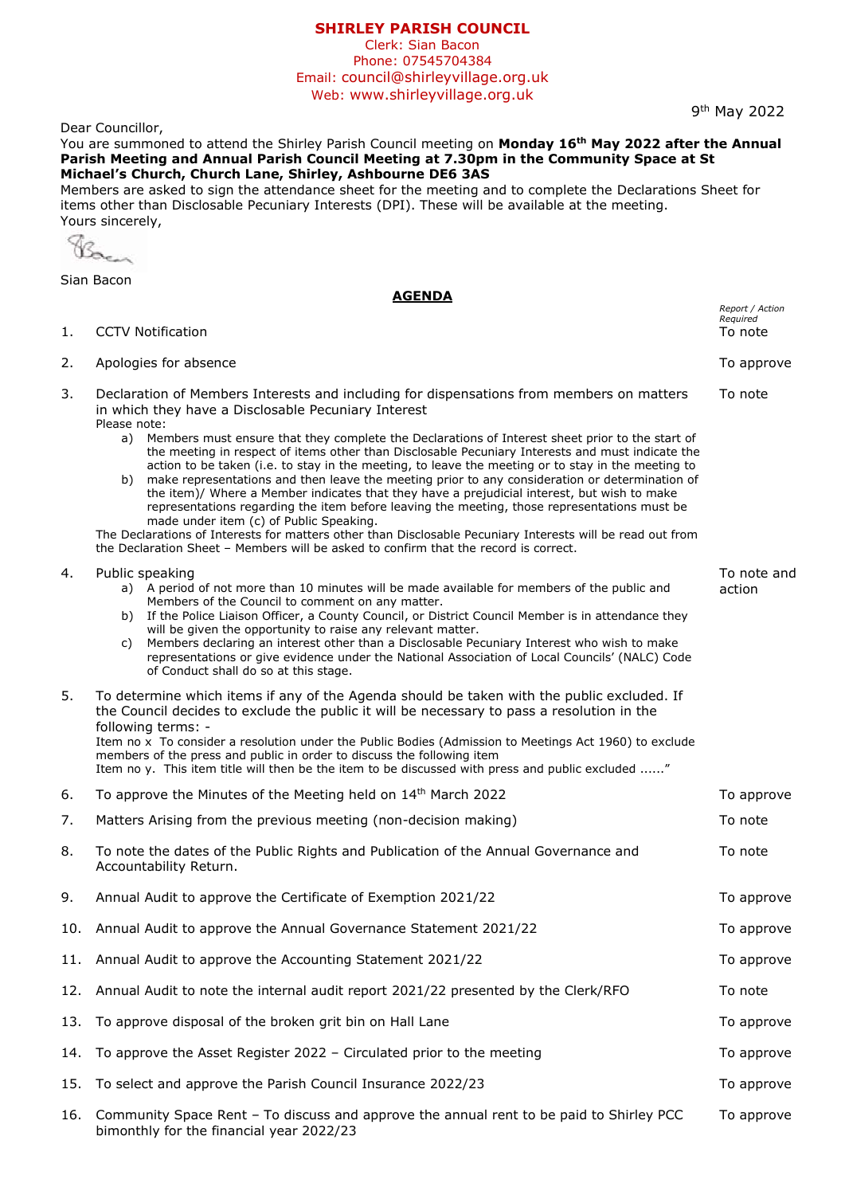**SHIRLEY PARISH COUNCIL**
Clerk: Sian Bacon
Phone: 07545704384
Email: council@shirleyvillage.org.uk
Web: www.shirleyvillage.org.uk

9th May 2022

Dear Councillor,

You are summoned to attend the Shirley Parish Council meeting on **Monday 16th May 2022 after the Annual Parish Meeting and Annual Parish Council Meeting at 7.30pm in the Community Space at St Michael's Church, Church Lane, Shirley, Ashbourne DE6 3AS**

Members are asked to sign the attendance sheet for the meeting and to complete the Declarations Sheet for items other than Disclosable Pecuniary Interests (DPI). These will be available at the meeting.

Yours sincerely,

Sian Bacon

## AGENDA

| | | *Report / Action Required* |
|---|---|---|
| 1. | CCTV Notification | To note |
| 2. | Apologies for absence | To approve |
| 3. | Declaration of Members Interests and including for dispensations from members on matters in which they have a Disclosable Pecuniary Interest<br>Please note:<br>a) Members must ensure that they complete the Declarations of Interest sheet prior to the start of the meeting in respect of items other than Disclosable Pecuniary Interests and must indicate the action to be taken (i.e. to stay in the meeting, to leave the meeting or to stay in the meeting to<br>b) make representations and then leave the meeting prior to any consideration or determination of the item)/ Where a Member indicates that they have a prejudicial interest, but wish to make representations regarding the item before leaving the meeting, those representations must be made under item (c) of Public Speaking.<br>The Declarations of Interests for matters other than Disclosable Pecuniary Interests will be read out from the Declaration Sheet – Members will be asked to confirm that the record is correct. | To note |
| 4. | Public speaking<br>a) A period of not more than 10 minutes will be made available for members of the public and Members of the Council to comment on any matter.<br>b) If the Police Liaison Officer, a County Council, or District Council Member is in attendance they will be given the opportunity to raise any relevant matter.<br>c) Members declaring an interest other than a Disclosable Pecuniary Interest who wish to make representations or give evidence under the National Association of Local Councils' (NALC) Code of Conduct shall do so at this stage. | To note and action |
| 5. | To determine which items if any of the Agenda should be taken with the public excluded. If the Council decides to exclude the public it will be necessary to pass a resolution in the following terms: -<br>Item no x To consider a resolution under the Public Bodies (Admission to Meetings Act 1960) to exclude members of the press and public in order to discuss the following item<br>Item no y. This item title will then be the item to be discussed with press and public excluded ......" | |
| 6. | To approve the Minutes of the Meeting held on 14th March 2022 | To approve |
| 7. | Matters Arising from the previous meeting (non-decision making) | To note |
| 8. | To note the dates of the Public Rights and Publication of the Annual Governance and Accountability Return. | To note |
| 9. | Annual Audit to approve the Certificate of Exemption 2021/22 | To approve |
| 10. | Annual Audit to approve the Annual Governance Statement 2021/22 | To approve |
| 11. | Annual Audit to approve the Accounting Statement 2021/22 | To approve |
| 12. | Annual Audit to note the internal audit report 2021/22 presented by the Clerk/RFO | To note |
| 13. | To approve disposal of the broken grit bin on Hall Lane | To approve |
| 14. | To approve the Asset Register 2022 – Circulated prior to the meeting | To approve |
| 15. | To select and approve the Parish Council Insurance 2022/23 | To approve |
| 16. | Community Space Rent – To discuss and approve the annual rent to be paid to Shirley PCC bimonthly for the financial year 2022/23 | To approve |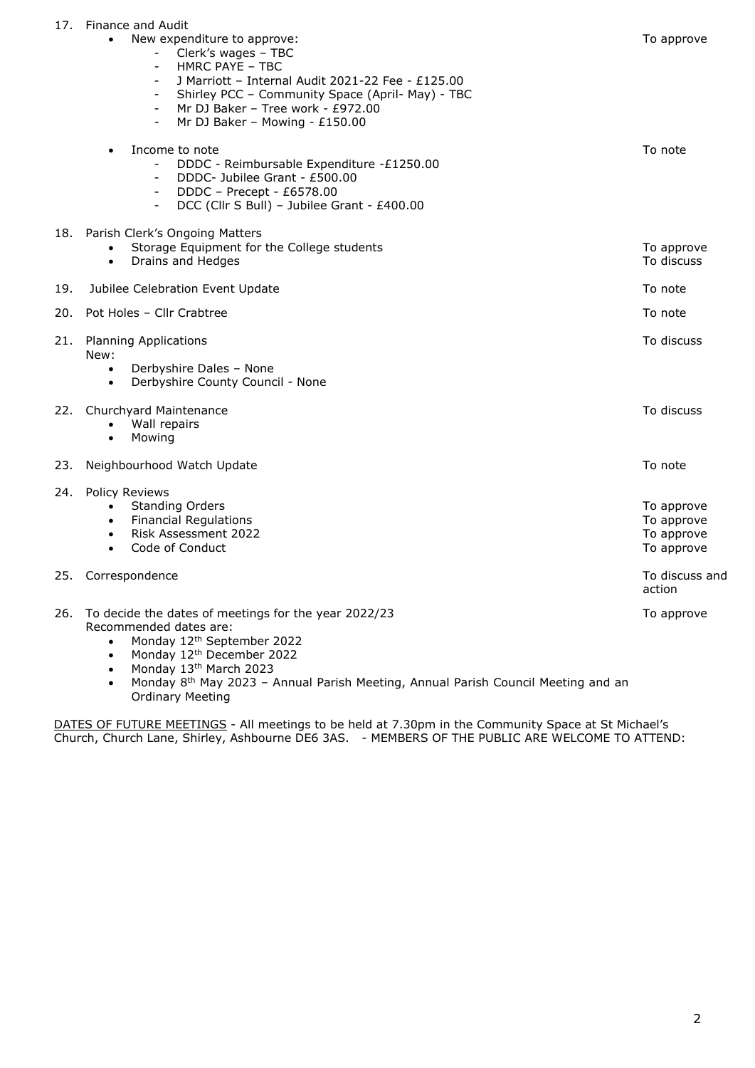17. Finance and Audit
    - New expenditure to approve: — To approve
        - Clerk's wages – TBC
        - HMRC PAYE – TBC
        - J Marriott – Internal Audit 2021-22 Fee - £125.00
        - Shirley PCC – Community Space (April- May) - TBC
        - Mr DJ Baker – Tree work - £972.00
        - Mr DJ Baker – Mowing - £150.00
    - Income to note — To note
        - DDDC - Reimbursable Expenditure -£1250.00
        - DDDC- Jubilee Grant - £500.00
        - DDDC – Precept - £6578.00
        - DCC (Cllr S Bull) – Jubilee Grant - £400.00

18. Parish Clerk's Ongoing Matters
    - Storage Equipment for the College students — To approve
    - Drains and Hedges — To discuss

19. Jubilee Celebration Event Update — To note

20. Pot Holes – Cllr Crabtree — To note

21. Planning Applications — To discuss
    New:
    - Derbyshire Dales – None
    - Derbyshire County Council - None

22. Churchyard Maintenance — To discuss
    - Wall repairs
    - Mowing

23. Neighbourhood Watch Update — To note

24. Policy Reviews
    - Standing Orders — To approve
    - Financial Regulations — To approve
    - Risk Assessment 2022 — To approve
    - Code of Conduct — To approve

25. Correspondence — To discuss and action

26. To decide the dates of meetings for the year 2022/23 — To approve
    Recommended dates are:
    - Monday 12th September 2022
    - Monday 12th December 2022
    - Monday 13th March 2023
    - Monday 8th May 2023 – Annual Parish Meeting, Annual Parish Council Meeting and an Ordinary Meeting

DATES OF FUTURE MEETINGS - All meetings to be held at 7.30pm in the Community Space at St Michael's Church, Church Lane, Shirley, Ashbourne DE6 3AS. - MEMBERS OF THE PUBLIC ARE WELCOME TO ATTEND: